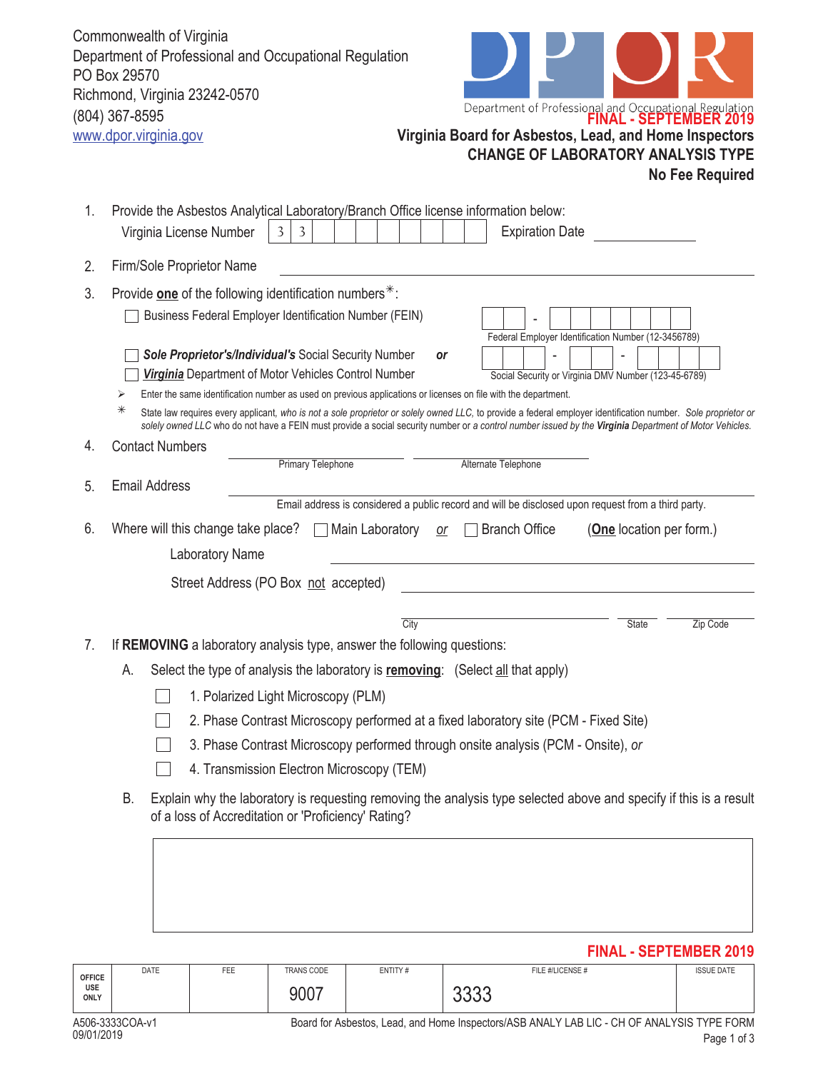Commonwealth of Virginia
Department of Professional and Occupational Regulation
PO Box 29570
Richmond, Virginia 23242-0570
(804) 367-8595
www.dpor.virginia.gov

DPOR
Department of Professional and Occupational Regulation

**FINAL - SEPTEMBER 2019**

# Virginia Board for Asbestos, Lead, and Home Inspectors
## CHANGE OF LABORATORY ANALYSIS TYPE
**No Fee Required**

1. Provide the Asbestos Analytical Laboratory/Branch Office license information below:
   Virginia License Number | 3 | 3 | | | | | | | | | Expiration Date ____________

2. Firm/Sole Proprietor Name ____________________________________________

3. Provide **one** of the following identification numbers*:
   - ☐ Business Federal Employer Identification Number (FEIN) __ __ - __ __ __ __ __ __ __
     Federal Employer Identification Number (12-3456789)
   - ☐ ***Sole Proprietor's/Individual's*** Social Security Number ***or***
   - ☐ ***Virginia*** Department of Motor Vehicles Control Number __ __ __ - __ __ - __ __ __ __
     Social Security or Virginia DMV Number (123-45-6789)

   ➢ Enter the same identification number as used on previous applications or licenses on file with the department.

   * State law requires every applicant, *who is not a sole proprietor or solely owned LLC,* to provide a federal employer identification number. *Sole proprietor or solely owned LLC* who do not have a FEIN must provide a social security number or *a control number issued by the **Virginia** Department of Motor Vehicles.*

4. Contact Numbers ____________________ ____________________
   Primary Telephone Alternate Telephone

5. Email Address ____________________________________________
   Email address is considered a public record and will be disclosed upon request from a third party.

6. Where will this change take place? ☐ Main Laboratory *or* ☐ Branch Office (**One** location per form.)

   Laboratory Name ____________________________________________

   Street Address (PO Box not accepted) ____________________________________________

   ____________________ ____________ ____________
   City State Zip Code

7. If **REMOVING** a laboratory analysis type, answer the following questions:

   A. Select the type of analysis the laboratory is **removing**: (Select all that apply)
      - ☐ 1. Polarized Light Microscopy (PLM)
      - ☐ 2. Phase Contrast Microscopy performed at a fixed laboratory site (PCM - Fixed Site)
      - ☐ 3. Phase Contrast Microscopy performed through onsite analysis (PCM - Onsite), *or*
      - ☐ 4. Transmission Electron Microscopy (TEM)

   B. Explain why the laboratory is requesting removing the analysis type selected above and specify if this is a result of a loss of Accreditation or 'Proficiency' Rating?

   ____________________________________________

**FINAL - SEPTEMBER 2019**

| OFFICE USE ONLY | DATE | FEE | TRANS CODE | ENTITY # | FILE #/LICENSE # | ISSUE DATE |
|---|---|---|---|---|---|---|
| | | | 9007 | | 3333 | |

A506-3333COA-v1
09/01/2019

Board for Asbestos, Lead, and Home Inspectors/ASB ANALY LAB LIC - CH OF ANALYSIS TYPE FORM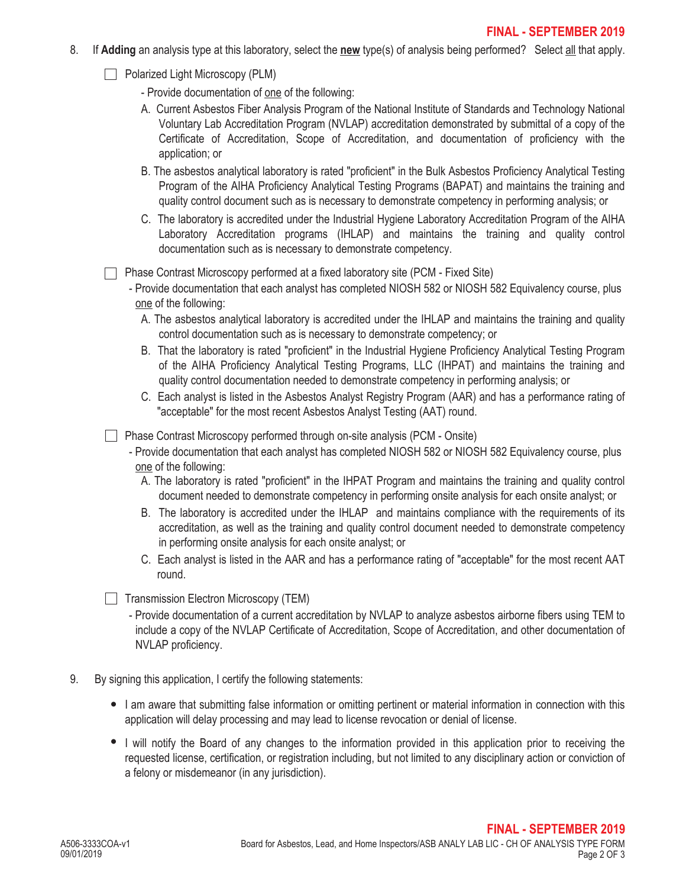8. If **Adding** an analysis type at this laboratory, select the **new** type(s) of analysis being performed? Select all that apply.

☐ Polarized Light Microscopy (PLM)

- Provide documentation of one of the following:

A. Current Asbestos Fiber Analysis Program of the National Institute of Standards and Technology National Voluntary Lab Accreditation Program (NVLAP) accreditation demonstrated by submittal of a copy of the Certificate of Accreditation, Scope of Accreditation, and documentation of proficiency with the application; or

B. The asbestos analytical laboratory is rated "proficient" in the Bulk Asbestos Proficiency Analytical Testing Program of the AIHA Proficiency Analytical Testing Programs (BAPAT) and maintains the training and quality control document such as is necessary to demonstrate competency in performing analysis; or

C. The laboratory is accredited under the Industrial Hygiene Laboratory Accreditation Program of the AIHA Laboratory Accreditation programs (IHLAP) and maintains the training and quality control documentation such as is necessary to demonstrate competency.

☐ Phase Contrast Microscopy performed at a fixed laboratory site (PCM - Fixed Site)

- Provide documentation that each analyst has completed NIOSH 582 or NIOSH 582 Equivalency course, plus one of the following:

A. The asbestos analytical laboratory is accredited under the IHLAP and maintains the training and quality control documentation such as is necessary to demonstrate competency; or

B. That the laboratory is rated "proficient" in the Industrial Hygiene Proficiency Analytical Testing Program of the AIHA Proficiency Analytical Testing Programs, LLC (IHPAT) and maintains the training and quality control documentation needed to demonstrate competency in performing analysis; or

C. Each analyst is listed in the Asbestos Analyst Registry Program (AAR) and has a performance rating of "acceptable" for the most recent Asbestos Analyst Testing (AAT) round.

☐ Phase Contrast Microscopy performed through on-site analysis (PCM - Onsite)

- Provide documentation that each analyst has completed NIOSH 582 or NIOSH 582 Equivalency course, plus one of the following:

A. The laboratory is rated "proficient" in the IHPAT Program and maintains the training and quality control document needed to demonstrate competency in performing onsite analysis for each onsite analyst; or

B. The laboratory is accredited under the IHLAP and maintains compliance with the requirements of its accreditation, as well as the training and quality control document needed to demonstrate competency in performing onsite analysis for each onsite analyst; or

C. Each analyst is listed in the AAR and has a performance rating of "acceptable" for the most recent AAT round.

☐ Transmission Electron Microscopy (TEM)

- Provide documentation of a current accreditation by NVLAP to analyze asbestos airborne fibers using TEM to include a copy of the NVLAP Certificate of Accreditation, Scope of Accreditation, and other documentation of NVLAP proficiency.

9. By signing this application, I certify the following statements:

- I am aware that submitting false information or omitting pertinent or material information in connection with this application will delay processing and may lead to license revocation or denial of license.
- I will notify the Board of any changes to the information provided in this application prior to receiving the requested license, certification, or registration including, but not limited to any disciplinary action or conviction of a felony or misdemeanor (in any jurisdiction).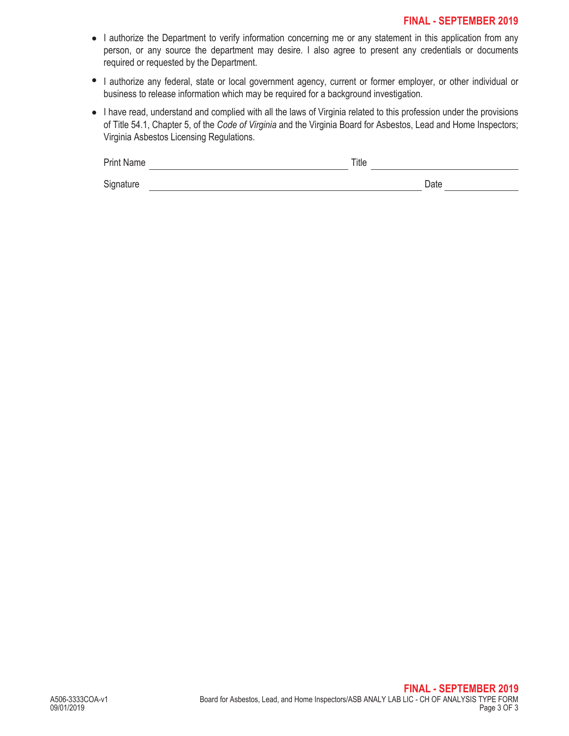- I authorize the Department to verify information concerning me or any statement in this application from any person, or any source the department may desire. I also agree to present any credentials or documents required or requested by the Department.
- I authorize any federal, state or local government agency, current or former employer, or other individual or business to release information which may be required for a background investigation.
- I have read, understand and complied with all the laws of Virginia related to this profession under the provisions of Title 54.1, Chapter 5, of the *Code of Virginia* and the Virginia Board for Asbestos, Lead and Home Inspectors; Virginia Asbestos Licensing Regulations.

Print Name ______________________________ Title ______________________

Signature ________________________________________ Date ____________